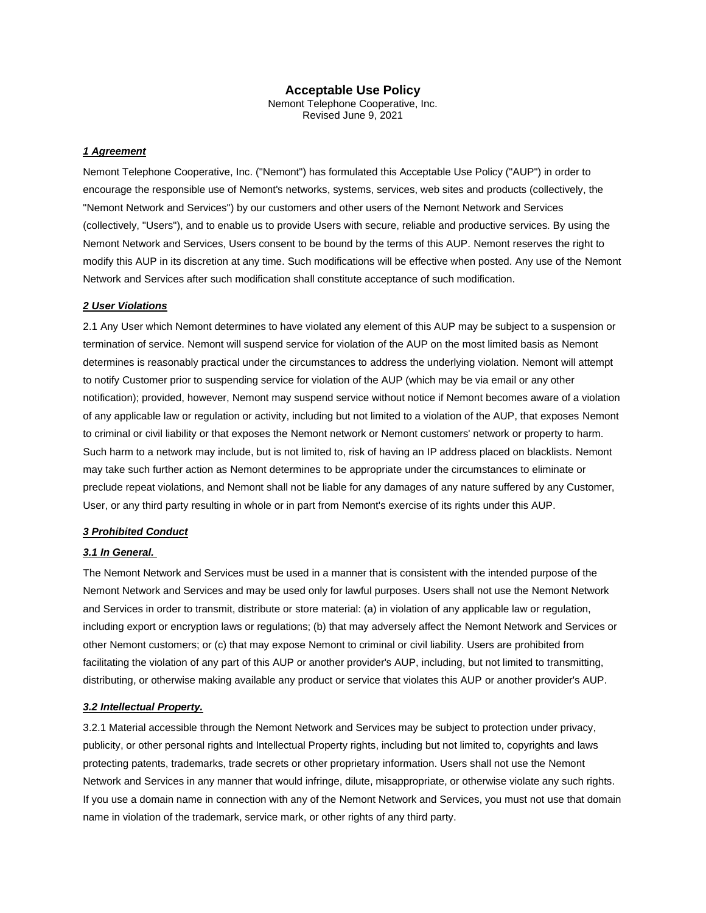# Acceptable Use Policy

Nemont Telephone Cooperative, Inc.
Revised June 9, 2021

## ***1 Agreement***

Nemont Telephone Cooperative, Inc. ("Nemont") has formulated this Acceptable Use Policy ("AUP") in order to encourage the responsible use of Nemont's networks, systems, services, web sites and products (collectively, the "Nemont Network and Services") by our customers and other users of the Nemont Network and Services (collectively, "Users"), and to enable us to provide Users with secure, reliable and productive services. By using the Nemont Network and Services, Users consent to be bound by the terms of this AUP. Nemont reserves the right to modify this AUP in its discretion at any time. Such modifications will be effective when posted. Any use of the Nemont Network and Services after such modification shall constitute acceptance of such modification.

## ***2 User Violations***

2.1 Any User which Nemont determines to have violated any element of this AUP may be subject to a suspension or termination of service. Nemont will suspend service for violation of the AUP on the most limited basis as Nemont determines is reasonably practical under the circumstances to address the underlying violation. Nemont will attempt to notify Customer prior to suspending service for violation of the AUP (which may be via email or any other notification); provided, however, Nemont may suspend service without notice if Nemont becomes aware of a violation of any applicable law or regulation or activity, including but not limited to a violation of the AUP, that exposes Nemont to criminal or civil liability or that exposes the Nemont network or Nemont customers' network or property to harm. Such harm to a network may include, but is not limited to, risk of having an IP address placed on blacklists. Nemont may take such further action as Nemont determines to be appropriate under the circumstances to eliminate or preclude repeat violations, and Nemont shall not be liable for any damages of any nature suffered by any Customer, User, or any third party resulting in whole or in part from Nemont's exercise of its rights under this AUP.

## ***3 Prohibited Conduct***

### ***3.1 In General.***

The Nemont Network and Services must be used in a manner that is consistent with the intended purpose of the Nemont Network and Services and may be used only for lawful purposes. Users shall not use the Nemont Network and Services in order to transmit, distribute or store material: (a) in violation of any applicable law or regulation, including export or encryption laws or regulations; (b) that may adversely affect the Nemont Network and Services or other Nemont customers; or (c) that may expose Nemont to criminal or civil liability. Users are prohibited from facilitating the violation of any part of this AUP or another provider's AUP, including, but not limited to transmitting, distributing, or otherwise making available any product or service that violates this AUP or another provider's AUP.

### ***3.2 Intellectual Property.***

3.2.1 Material accessible through the Nemont Network and Services may be subject to protection under privacy, publicity, or other personal rights and Intellectual Property rights, including but not limited to, copyrights and laws protecting patents, trademarks, trade secrets or other proprietary information. Users shall not use the Nemont Network and Services in any manner that would infringe, dilute, misappropriate, or otherwise violate any such rights. If you use a domain name in connection with any of the Nemont Network and Services, you must not use that domain name in violation of the trademark, service mark, or other rights of any third party.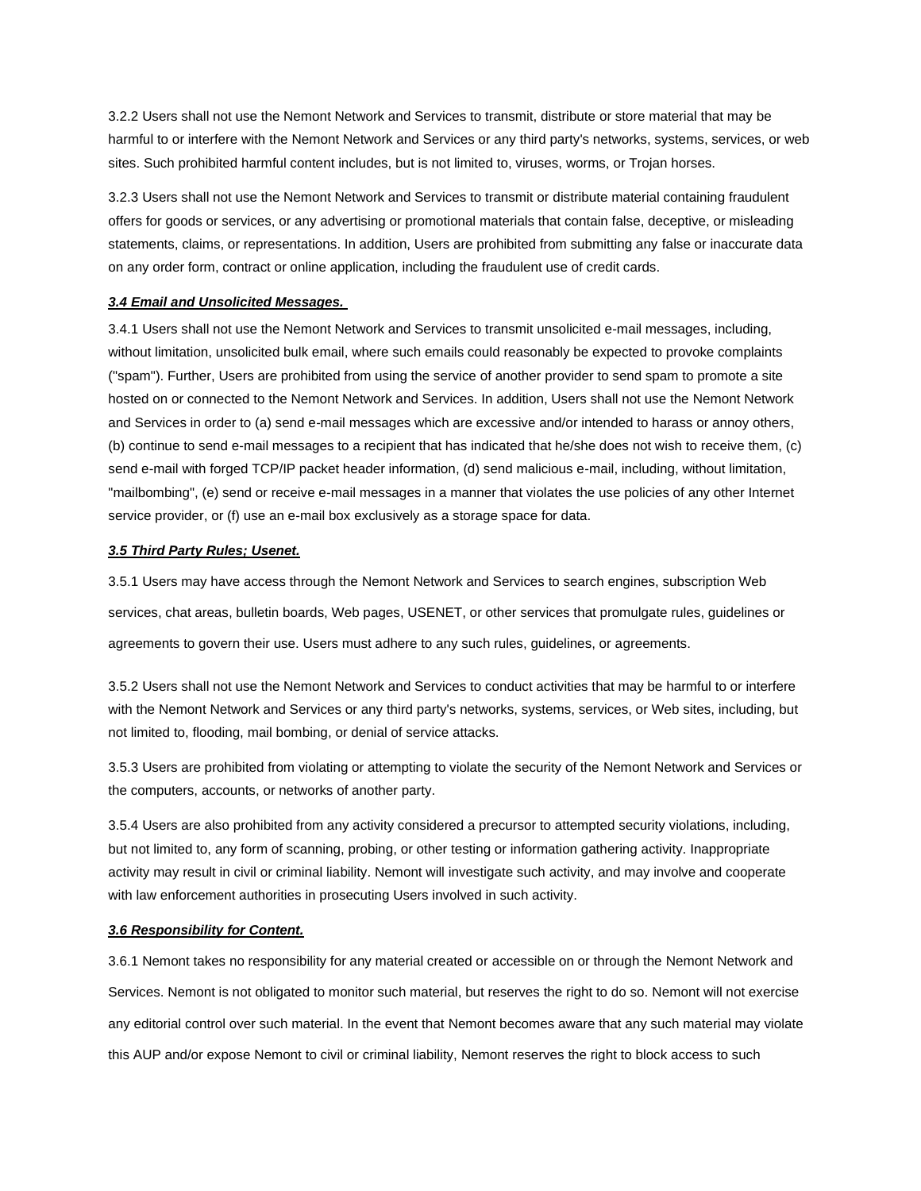3.2.2 Users shall not use the Nemont Network and Services to transmit, distribute or store material that may be harmful to or interfere with the Nemont Network and Services or any third party's networks, systems, services, or web sites. Such prohibited harmful content includes, but is not limited to, viruses, worms, or Trojan horses.

3.2.3 Users shall not use the Nemont Network and Services to transmit or distribute material containing fraudulent offers for goods or services, or any advertising or promotional materials that contain false, deceptive, or misleading statements, claims, or representations. In addition, Users are prohibited from submitting any false or inaccurate data on any order form, contract or online application, including the fraudulent use of credit cards.

***3.4 Email and Unsolicited Messages.***

3.4.1 Users shall not use the Nemont Network and Services to transmit unsolicited e-mail messages, including, without limitation, unsolicited bulk email, where such emails could reasonably be expected to provoke complaints ("spam"). Further, Users are prohibited from using the service of another provider to send spam to promote a site hosted on or connected to the Nemont Network and Services. In addition, Users shall not use the Nemont Network and Services in order to (a) send e-mail messages which are excessive and/or intended to harass or annoy others, (b) continue to send e-mail messages to a recipient that has indicated that he/she does not wish to receive them, (c) send e-mail with forged TCP/IP packet header information, (d) send malicious e-mail, including, without limitation, "mailbombing", (e) send or receive e-mail messages in a manner that violates the use policies of any other Internet service provider, or (f) use an e-mail box exclusively as a storage space for data.

***3.5 Third Party Rules; Usenet.***

3.5.1 Users may have access through the Nemont Network and Services to search engines, subscription Web services, chat areas, bulletin boards, Web pages, USENET, or other services that promulgate rules, guidelines or agreements to govern their use. Users must adhere to any such rules, guidelines, or agreements.

3.5.2 Users shall not use the Nemont Network and Services to conduct activities that may be harmful to or interfere with the Nemont Network and Services or any third party's networks, systems, services, or Web sites, including, but not limited to, flooding, mail bombing, or denial of service attacks.

3.5.3 Users are prohibited from violating or attempting to violate the security of the Nemont Network and Services or the computers, accounts, or networks of another party.

3.5.4 Users are also prohibited from any activity considered a precursor to attempted security violations, including, but not limited to, any form of scanning, probing, or other testing or information gathering activity. Inappropriate activity may result in civil or criminal liability. Nemont will investigate such activity, and may involve and cooperate with law enforcement authorities in prosecuting Users involved in such activity.

***3.6 Responsibility for Content.***

3.6.1 Nemont takes no responsibility for any material created or accessible on or through the Nemont Network and Services. Nemont is not obligated to monitor such material, but reserves the right to do so. Nemont will not exercise any editorial control over such material. In the event that Nemont becomes aware that any such material may violate this AUP and/or expose Nemont to civil or criminal liability, Nemont reserves the right to block access to such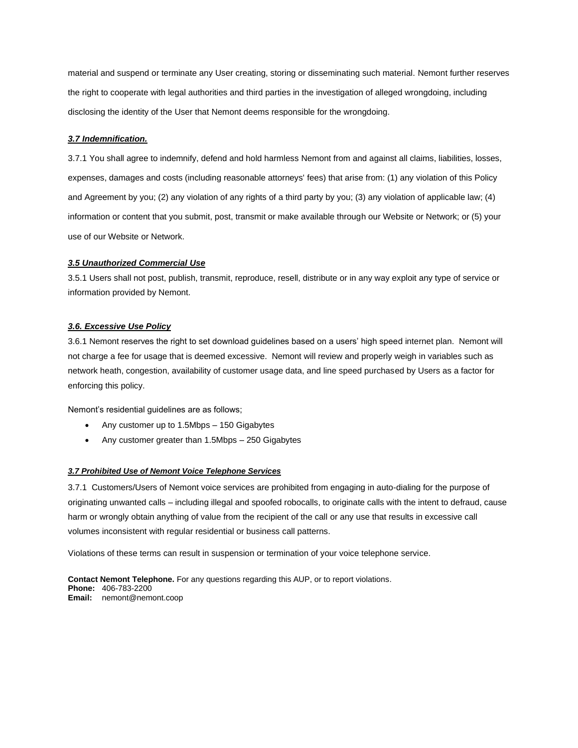material and suspend or terminate any User creating, storing or disseminating such material. Nemont further reserves the right to cooperate with legal authorities and third parties in the investigation of alleged wrongdoing, including disclosing the identity of the User that Nemont deems responsible for the wrongdoing.

### ***3.7 Indemnification.***

3.7.1 You shall agree to indemnify, defend and hold harmless Nemont from and against all claims, liabilities, losses, expenses, damages and costs (including reasonable attorneys' fees) that arise from: (1) any violation of this Policy and Agreement by you; (2) any violation of any rights of a third party by you; (3) any violation of applicable law; (4) information or content that you submit, post, transmit or make available through our Website or Network; or (5) your use of our Website or Network.

### ***3.5 Unauthorized Commercial Use***

3.5.1 Users shall not post, publish, transmit, reproduce, resell, distribute or in any way exploit any type of service or information provided by Nemont.

### ***3.6. Excessive Use Policy***

3.6.1 Nemont reserves the right to set download guidelines based on a users' high speed internet plan. Nemont will not charge a fee for usage that is deemed excessive. Nemont will review and properly weigh in variables such as network heath, congestion, availability of customer usage data, and line speed purchased by Users as a factor for enforcing this policy.

Nemont's residential guidelines are as follows;

- Any customer up to 1.5Mbps – 150 Gigabytes
- Any customer greater than 1.5Mbps – 250 Gigabytes

### ***3.7 Prohibited Use of Nemont Voice Telephone Services***

3.7.1 Customers/Users of Nemont voice services are prohibited from engaging in auto-dialing for the purpose of originating unwanted calls – including illegal and spoofed robocalls, to originate calls with the intent to defraud, cause harm or wrongly obtain anything of value from the recipient of the call or any use that results in excessive call volumes inconsistent with regular residential or business call patterns.

Violations of these terms can result in suspension or termination of your voice telephone service.

**Contact Nemont Telephone.** For any questions regarding this AUP, or to report violations.
**Phone:** 406-783-2200
**Email:** nemont@nemont.coop